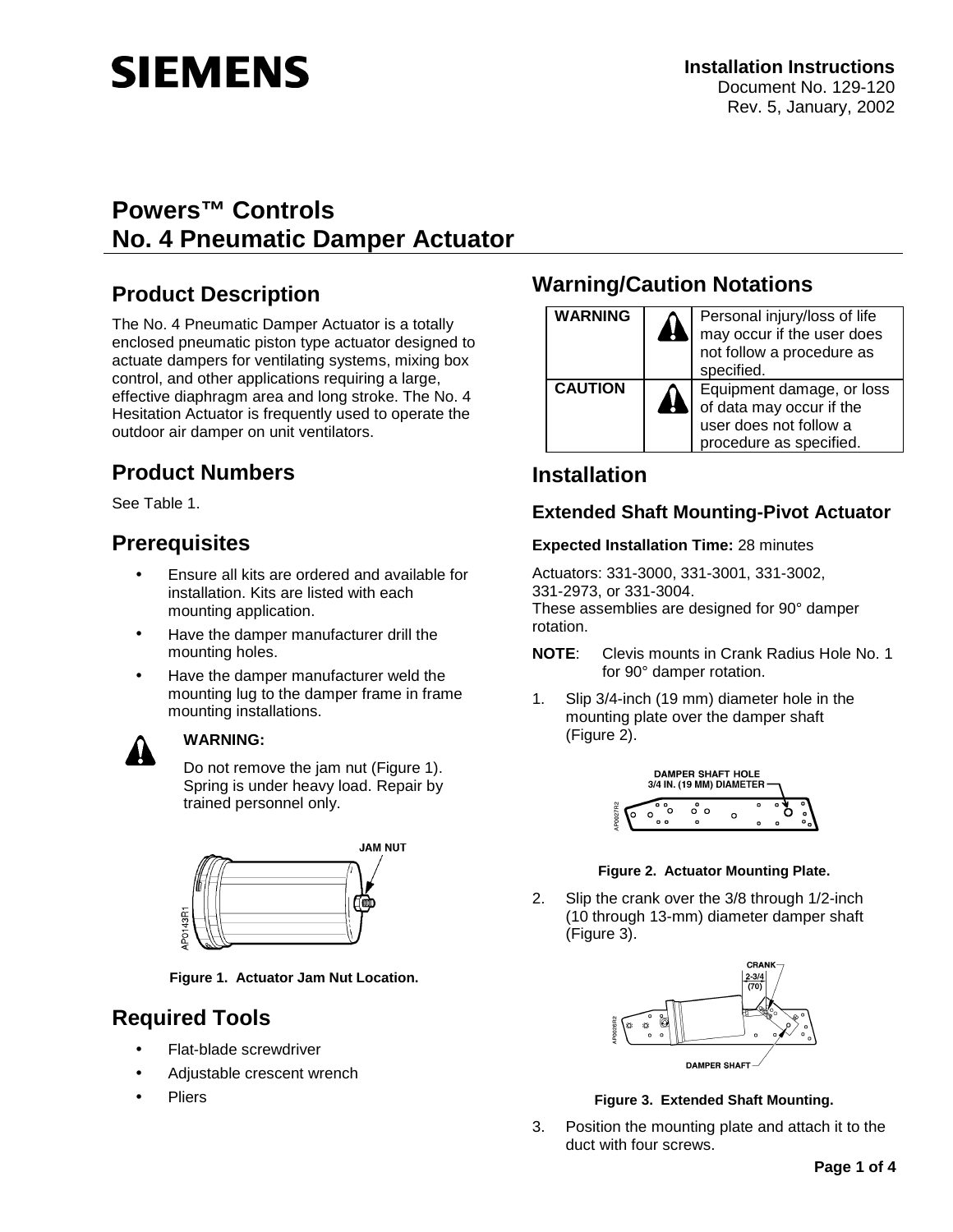**SIEMENS**

**Installation Instructions**
Document No. 129-120
Rev. 5, January, 2002

# Powers™ Controls
# No. 4 Pneumatic Damper Actuator

## Product Description

The No. 4 Pneumatic Damper Actuator is a totally enclosed pneumatic piston type actuator designed to actuate dampers for ventilating systems, mixing box control, and other applications requiring a large, effective diaphragm area and long stroke. The No. 4 Hesitation Actuator is frequently used to operate the outdoor air damper on unit ventilators.

## Product Numbers

See Table 1.

## Prerequisites

- Ensure all kits are ordered and available for installation. Kits are listed with each mounting application.
- Have the damper manufacturer drill the mounting holes.
- Have the damper manufacturer weld the mounting lug to the damper frame in frame mounting installations.

**WARNING:**

Do not remove the jam nut (Figure 1). Spring is under heavy load. Repair by trained personnel only.

**Figure 1. Actuator Jam Nut Location.**

## Required Tools

- Flat-blade screwdriver
- Adjustable crescent wrench
- Pliers

## Warning/Caution Notations

| | | |
|---|---|---|
| **WARNING** | | Personal injury/loss of life may occur if the user does not follow a procedure as specified. |
| **CAUTION** | | Equipment damage, or loss of data may occur if the user does not follow a procedure as specified. |

## Installation

### Extended Shaft Mounting-Pivot Actuator

**Expected Installation Time:** 28 minutes

Actuators: 331-3000, 331-3001, 331-3002, 331-2973, or 331-3004.
These assemblies are designed for 90° damper rotation.

**NOTE**: Clevis mounts in Crank Radius Hole No. 1 for 90° damper rotation.

1. Slip 3/4-inch (19 mm) diameter hole in the mounting plate over the damper shaft (Figure 2).

**Figure 2. Actuator Mounting Plate.**

2. Slip the crank over the 3/8 through 1/2-inch (10 through 13-mm) diameter damper shaft (Figure 3).

**Figure 3. Extended Shaft Mounting.**

3. Position the mounting plate and attach it to the duct with four screws.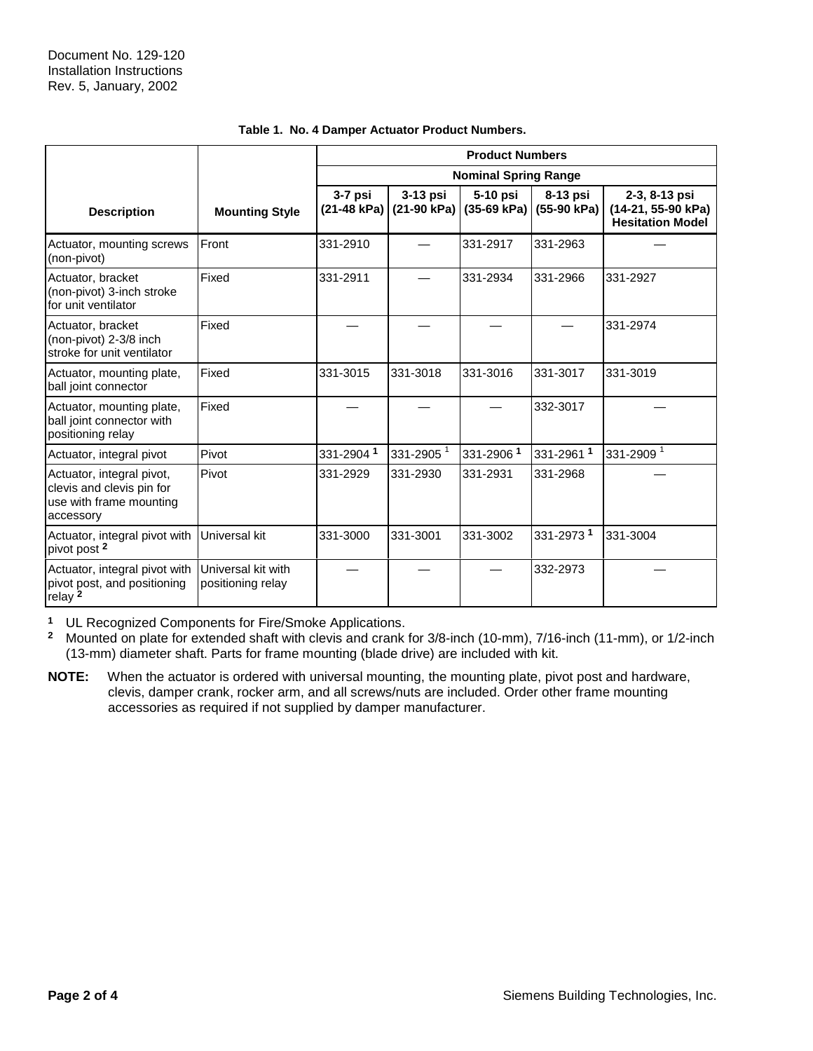Document No. 129-120
Installation Instructions
Rev. 5, January, 2002

**Table 1. No. 4 Damper Actuator Product Numbers.**

| Description | Mounting Style | Product Numbers | | | | |
|---|---|---|---|---|---|---|
| | | Nominal Spring Range | | | | |
| | | 3-7 psi (21-48 kPa) | 3-13 psi (21-90 kPa) | 5-10 psi (35-69 kPa) | 8-13 psi (55-90 kPa) | 2-3, 8-13 psi (14-21, 55-90 kPa) Hesitation Model |
| Actuator, mounting screws (non-pivot) | Front | 331-2910 | — | 331-2917 | 331-2963 | — |
| Actuator, bracket (non-pivot) 3-inch stroke for unit ventilator | Fixed | 331-2911 | — | 331-2934 | 331-2966 | 331-2927 |
| Actuator, bracket (non-pivot) 2-3/8 inch stroke for unit ventilator | Fixed | — | — | — | — | 331-2974 |
| Actuator, mounting plate, ball joint connector | Fixed | 331-3015 | 331-3018 | 331-3016 | 331-3017 | 331-3019 |
| Actuator, mounting plate, ball joint connector with positioning relay | Fixed | — | — | — | 332-3017 | — |
| Actuator, integral pivot | Pivot | 331-2904 [1] | 331-2905 [1] | 331-2906 [1] | 331-2961 [1] | 331-2909 [1] |
| Actuator, integral pivot, clevis and clevis pin for use with frame mounting accessory | Pivot | 331-2929 | 331-2930 | 331-2931 | 331-2968 | — |
| Actuator, integral pivot with pivot post [2] | Universal kit | 331-3000 | 331-3001 | 331-3002 | 331-2973 [1] | 331-3004 |
| Actuator, integral pivot with pivot post, and positioning relay [2] | Universal kit with positioning relay | — | — | — | 332-2973 | — |

**1** UL Recognized Components for Fire/Smoke Applications.

**2** Mounted on plate for extended shaft with clevis and crank for 3/8-inch (10-mm), 7/16-inch (11-mm), or 1/2-inch (13-mm) diameter shaft. Parts for frame mounting (blade drive) are included with kit.

**NOTE:** When the actuator is ordered with universal mounting, the mounting plate, pivot post and hardware, clevis, damper crank, rocker arm, and all screws/nuts are included. Order other frame mounting accessories as required if not supplied by damper manufacturer.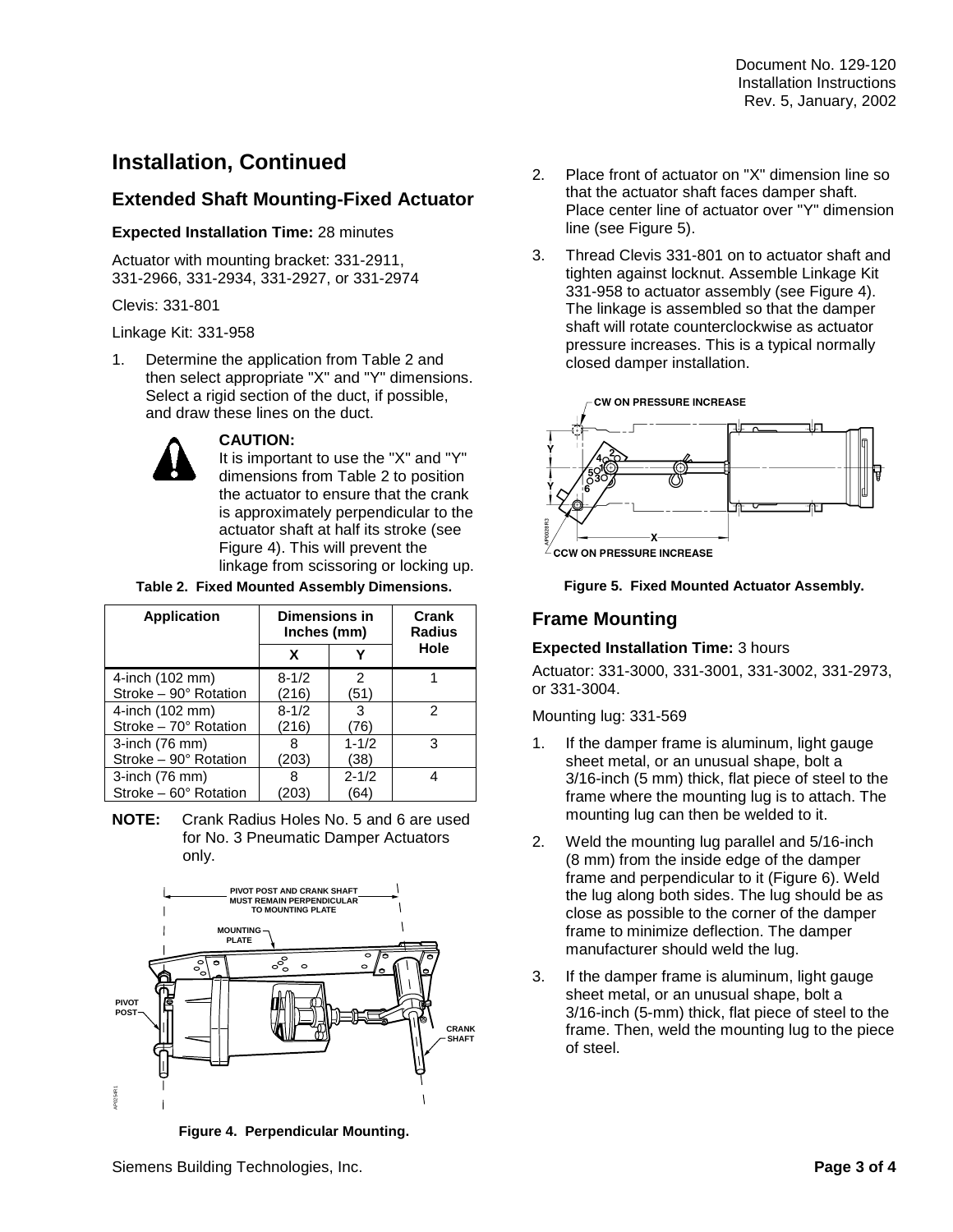# Installation, Continued

## Extended Shaft Mounting-Fixed Actuator

**Expected Installation Time:** 28 minutes

Actuator with mounting bracket: 331-2911, 331-2966, 331-2934, 331-2927, or 331-2974

Clevis: 331-801

Linkage Kit: 331-958

1. Determine the application from Table 2 and then select appropriate "X" and "Y" dimensions. Select a rigid section of the duct, if possible, and draw these lines on the duct.

**CAUTION:**
It is important to use the "X" and "Y" dimensions from Table 2 to position the actuator to ensure that the crank is approximately perpendicular to the actuator shaft at half its stroke (see Figure 4). This will prevent the linkage from scissoring or locking up.

**Table 2. Fixed Mounted Assembly Dimensions.**

| Application | Dimensions in Inches (mm) | | Crank Radius Hole |
|---|---|---|---|
| | X | Y | |
| 4-inch (102 mm) Stroke – 90° Rotation | 8-1/2 (216) | 2 (51) | 1 |
| 4-inch (102 mm) Stroke – 70° Rotation | 8-1/2 (216) | 3 (76) | 2 |
| 3-inch (76 mm) Stroke – 90° Rotation | 8 (203) | 1-1/2 (38) | 3 |
| 3-inch (76 mm) Stroke – 60° Rotation | 8 (203) | 2-1/2 (64) | 4 |

**NOTE:** Crank Radius Holes No. 5 and 6 are used for No. 3 Pneumatic Damper Actuators only.

**Figure 4. Perpendicular Mounting.**

2. Place front of actuator on "X" dimension line so that the actuator shaft faces damper shaft. Place center line of actuator over "Y" dimension line (see Figure 5).

3. Thread Clevis 331-801 on to actuator shaft and tighten against locknut. Assemble Linkage Kit 331-958 to actuator assembly (see Figure 4). The linkage is assembled so that the damper shaft will rotate counterclockwise as actuator pressure increases. This is a typical normally closed damper installation.

**Figure 5. Fixed Mounted Actuator Assembly.**

## Frame Mounting

**Expected Installation Time:** 3 hours

Actuator: 331-3000, 331-3001, 331-3002, 331-2973, or 331-3004.

Mounting lug: 331-569

1. If the damper frame is aluminum, light gauge sheet metal, or an unusual shape, bolt a 3/16-inch (5 mm) thick, flat piece of steel to the frame where the mounting lug is to attach. The mounting lug can then be welded to it.

2. Weld the mounting lug parallel and 5/16-inch (8 mm) from the inside edge of the damper frame and perpendicular to it (Figure 6). Weld the lug along both sides. The lug should be as close as possible to the corner of the damper frame to minimize deflection. The damper manufacturer should weld the lug.

3. If the damper frame is aluminum, light gauge sheet metal, or an unusual shape, bolt a 3/16-inch (5-mm) thick, flat piece of steel to the frame. Then, weld the mounting lug to the piece of steel.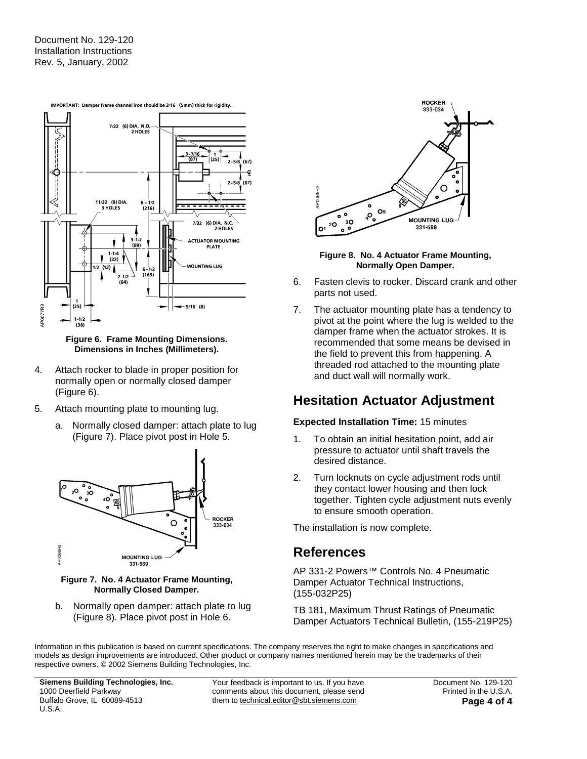IMPORTANT: Damper frame channel iron should be 3/16 (5mm) thick for rigidity.

7/32 (6) DIA. N.O. 2 HOLES

3-7/16 (87)

1 (25)

2-5/8 (67)

2-5/8 (67)

11/32 (9) DIA. 3 HOLES

8 – 1/2 (216)

7/32 (6) DIA. N.C. 2 HOLES

3-1/2 (89)

ACTUATOR MOUNTING PLATE

1-1/4 (32)

1/2 (13)

MOUNTING LUG

6 – 1/2 (165)

2-1/2 (64)

1 (25)

5/16 (8)

1-1/2 (38)

AP0077R3

**Figure 6. Frame Mounting Dimensions. Dimensions in Inches (Millimeters).**

4. Attach rocker to blade in proper position for normally open or normally closed damper (Figure 6).
5. Attach mounting plate to mounting lug.
   a. Normally closed damper: attach plate to lug (Figure 7). Place pivot post in Hole 5.

ROCKER 333-034

MOUNTING LUG 331-569

AP0066R3

**Figure 7. No. 4 Actuator Frame Mounting, Normally Closed Damper.**

   b. Normally open damper: attach plate to lug (Figure 8). Place pivot post in Hole 6.

ROCKER 333-034

MOUNTING LUG 331-569

AP0065R3

**Figure 8. No. 4 Actuator Frame Mounting, Normally Open Damper.**

6. Fasten clevis to rocker. Discard crank and other parts not used.
7. The actuator mounting plate has a tendency to pivot at the point where the lug is welded to the damper frame when the actuator strokes. It is recommended that some means be devised in the field to prevent this from happening. A threaded rod attached to the mounting plate and duct wall will normally work.

## Hesitation Actuator Adjustment

**Expected Installation Time:** 15 minutes

1. To obtain an initial hesitation point, add air pressure to actuator until shaft travels the desired distance.
2. Turn locknuts on cycle adjustment rods until they contact lower housing and then lock together. Tighten cycle adjustment nuts evenly to ensure smooth operation.

The installation is now complete.

## References

AP 331-2 Powers™ Controls No. 4 Pneumatic Damper Actuator Technical Instructions, (155-032P25)

TB 181, Maximum Thrust Ratings of Pneumatic Damper Actuators Technical Bulletin, (155-219P25)

Information in this publication is based on current specifications. The company reserves the right to make changes in specifications and models as design improvements are introduced. Other product or company names mentioned herein may be the trademarks of their respective owners. © 2002 Siemens Building Technologies, Inc.

**Siemens Building Technologies, Inc.**
1000 Deerfield Parkway
Buffalo Grove, IL 60089-4513
U.S.A.

Your feedback is important to us. If you have comments about this document, please send them to technical.editor@sbt.siemens.com

Document No. 129-120
Printed in the U.S.A.